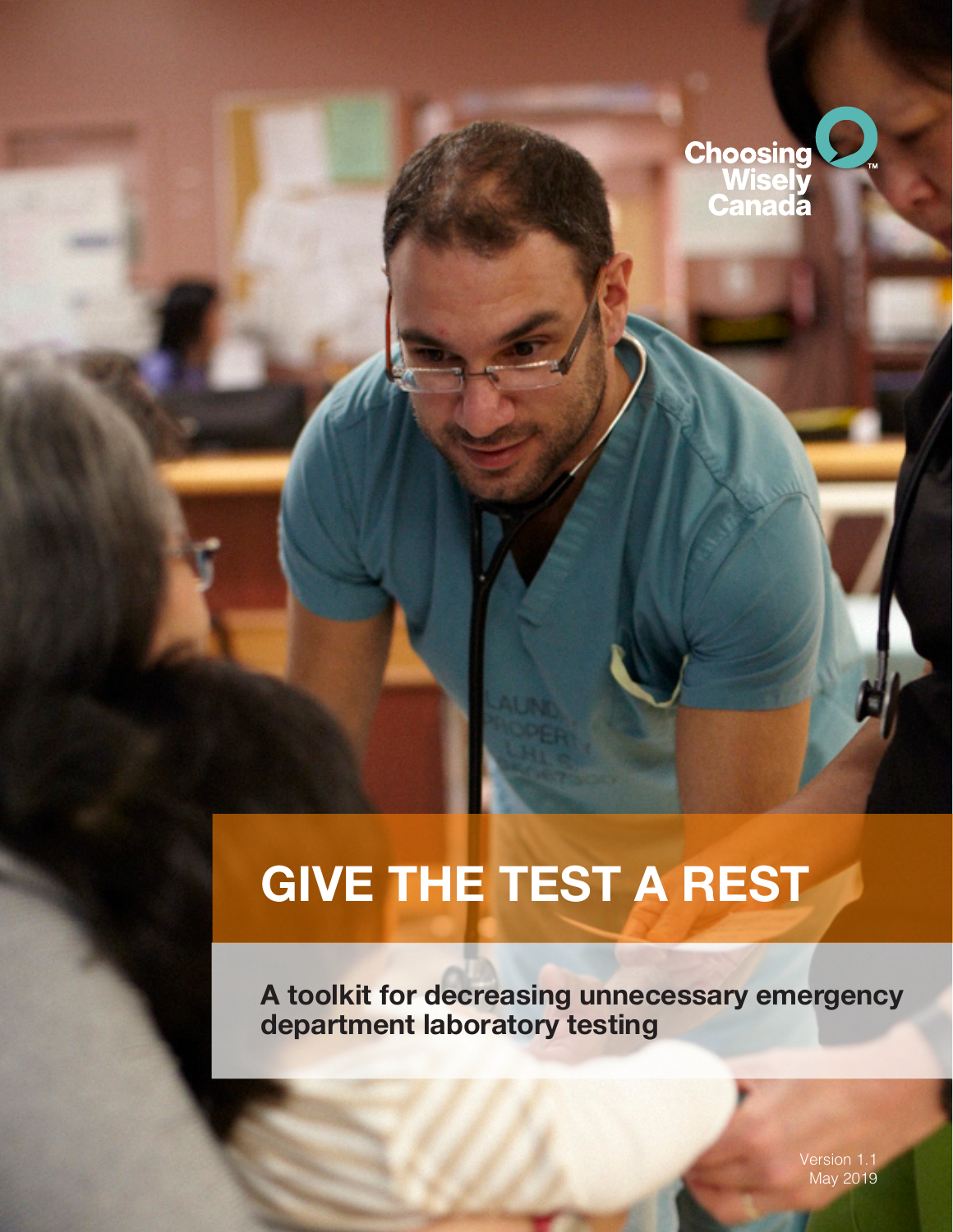Choosing Wisely Canada™

# GIVE THE TEST A REST

**A toolkit for decreasing unnecessary emergency department laboratory testing**

Version 1.1
May 2019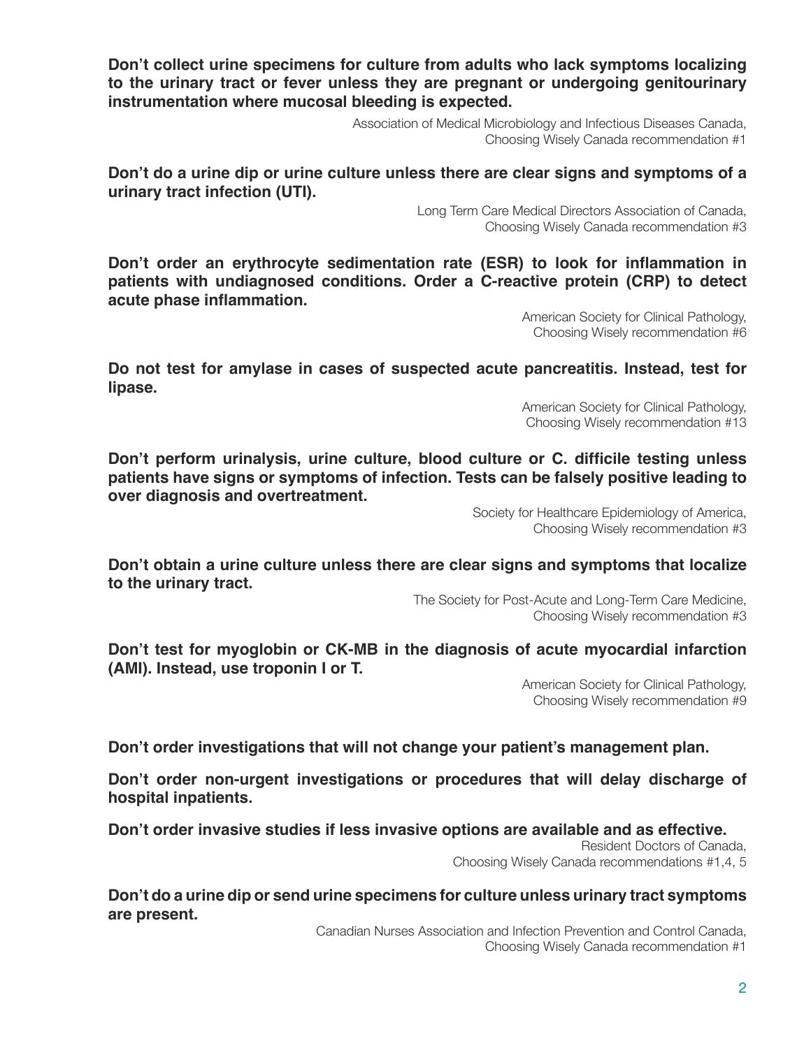**Don't collect urine specimens for culture from adults who lack symptoms localizing to the urinary tract or fever unless they are pregnant or undergoing genitourinary instrumentation where mucosal bleeding is expected.**

Association of Medical Microbiology and Infectious Diseases Canada,
Choosing Wisely Canada recommendation #1

**Don't do a urine dip or urine culture unless there are clear signs and symptoms of a urinary tract infection (UTI).**

Long Term Care Medical Directors Association of Canada,
Choosing Wisely Canada recommendation #3

**Don't order an erythrocyte sedimentation rate (ESR) to look for inflammation in patients with undiagnosed conditions. Order a C-reactive protein (CRP) to detect acute phase inflammation.**

American Society for Clinical Pathology,
Choosing Wisely recommendation #6

**Do not test for amylase in cases of suspected acute pancreatitis. Instead, test for lipase.**

American Society for Clinical Pathology,
Choosing Wisely recommendation #13

**Don't perform urinalysis, urine culture, blood culture or C. difficile testing unless patients have signs or symptoms of infection. Tests can be falsely positive leading to over diagnosis and overtreatment.**

Society for Healthcare Epidemiology of America,
Choosing Wisely recommendation #3

**Don't obtain a urine culture unless there are clear signs and symptoms that localize to the urinary tract.**

The Society for Post-Acute and Long-Term Care Medicine,
Choosing Wisely recommendation #3

**Don't test for myoglobin or CK-MB in the diagnosis of acute myocardial infarction (AMI). Instead, use troponin I or T.**

American Society for Clinical Pathology,
Choosing Wisely recommendation #9

**Don't order investigations that will not change your patient's management plan.**

**Don't order non-urgent investigations or procedures that will delay discharge of hospital inpatients.**

**Don't order invasive studies if less invasive options are available and as effective.**

Resident Doctors of Canada,
Choosing Wisely Canada recommendations #1,4, 5

**Don't do a urine dip or send urine specimens for culture unless urinary tract symptoms are present.**

Canadian Nurses Association and Infection Prevention and Control Canada,
Choosing Wisely Canada recommendation #1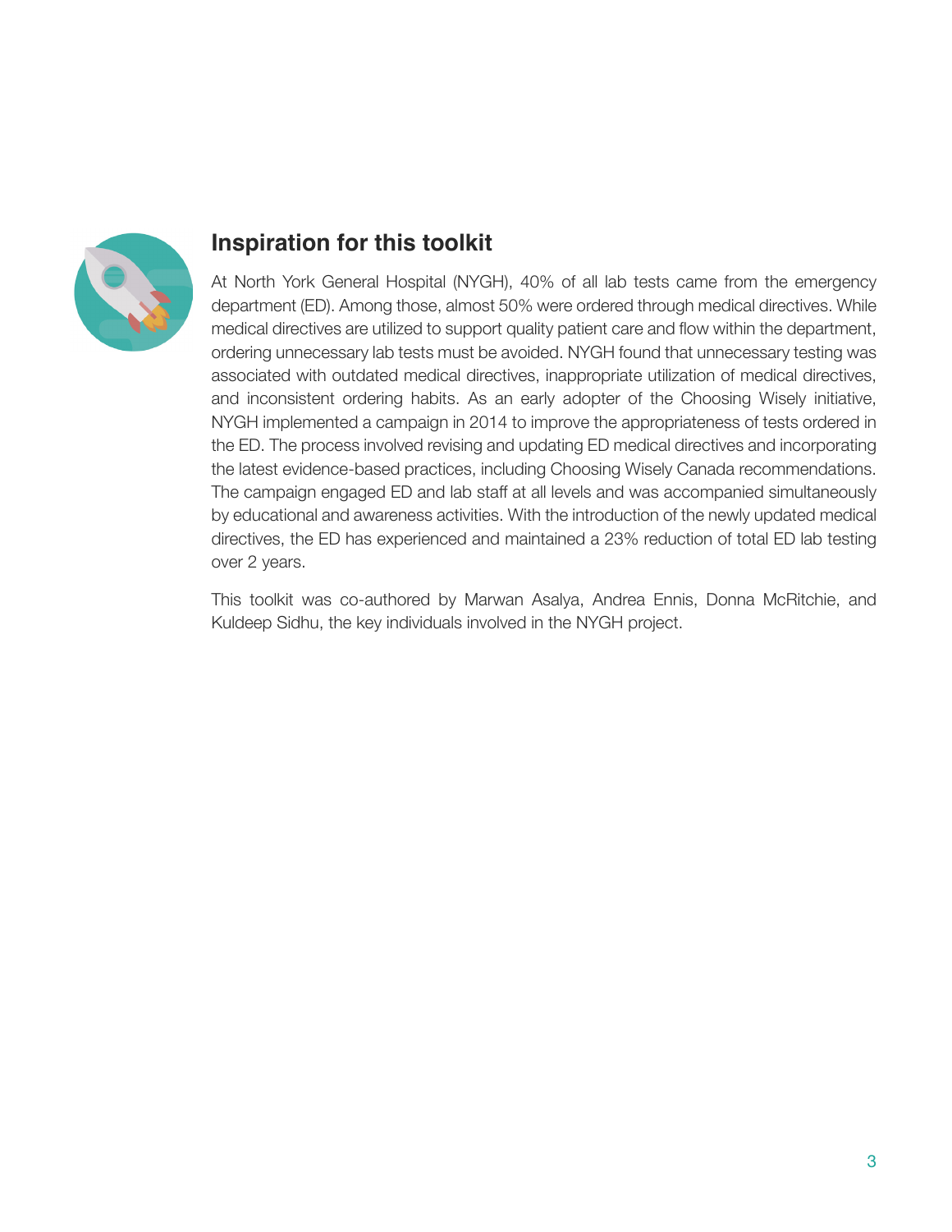## Inspiration for this toolkit

At North York General Hospital (NYGH), 40% of all lab tests came from the emergency department (ED). Among those, almost 50% were ordered through medical directives. While medical directives are utilized to support quality patient care and flow within the department, ordering unnecessary lab tests must be avoided. NYGH found that unnecessary testing was associated with outdated medical directives, inappropriate utilization of medical directives, and inconsistent ordering habits. As an early adopter of the Choosing Wisely initiative, NYGH implemented a campaign in 2014 to improve the appropriateness of tests ordered in the ED. The process involved revising and updating ED medical directives and incorporating the latest evidence-based practices, including Choosing Wisely Canada recommendations. The campaign engaged ED and lab staff at all levels and was accompanied simultaneously by educational and awareness activities. With the introduction of the newly updated medical directives, the ED has experienced and maintained a 23% reduction of total ED lab testing over 2 years.

This toolkit was co-authored by Marwan Asalya, Andrea Ennis, Donna McRitchie, and Kuldeep Sidhu, the key individuals involved in the NYGH project.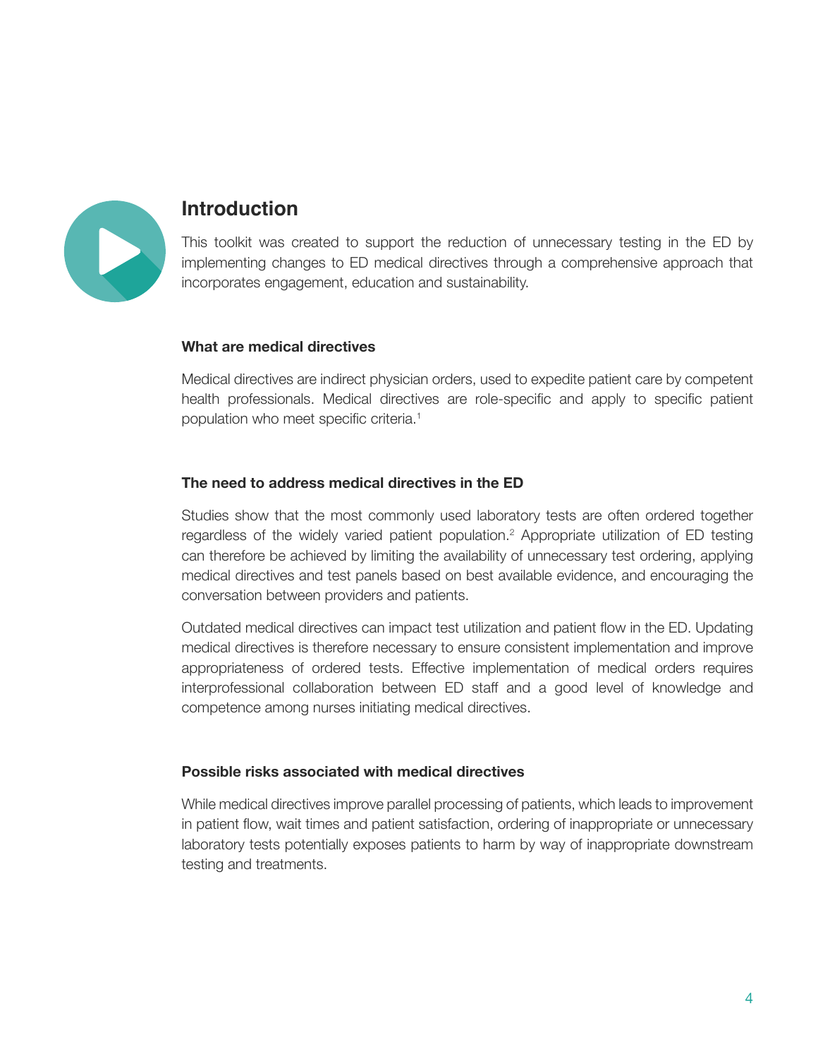## Introduction

This toolkit was created to support the reduction of unnecessary testing in the ED by implementing changes to ED medical directives through a comprehensive approach that incorporates engagement, education and sustainability.

### What are medical directives

Medical directives are indirect physician orders, used to expedite patient care by competent health professionals. Medical directives are role-specific and apply to specific patient population who meet specific criteria.[1]

### The need to address medical directives in the ED

Studies show that the most commonly used laboratory tests are often ordered together regardless of the widely varied patient population.[2] Appropriate utilization of ED testing can therefore be achieved by limiting the availability of unnecessary test ordering, applying medical directives and test panels based on best available evidence, and encouraging the conversation between providers and patients.

Outdated medical directives can impact test utilization and patient flow in the ED. Updating medical directives is therefore necessary to ensure consistent implementation and improve appropriateness of ordered tests. Effective implementation of medical orders requires interprofessional collaboration between ED staff and a good level of knowledge and competence among nurses initiating medical directives.

### Possible risks associated with medical directives

While medical directives improve parallel processing of patients, which leads to improvement in patient flow, wait times and patient satisfaction, ordering of inappropriate or unnecessary laboratory tests potentially exposes patients to harm by way of inappropriate downstream testing and treatments.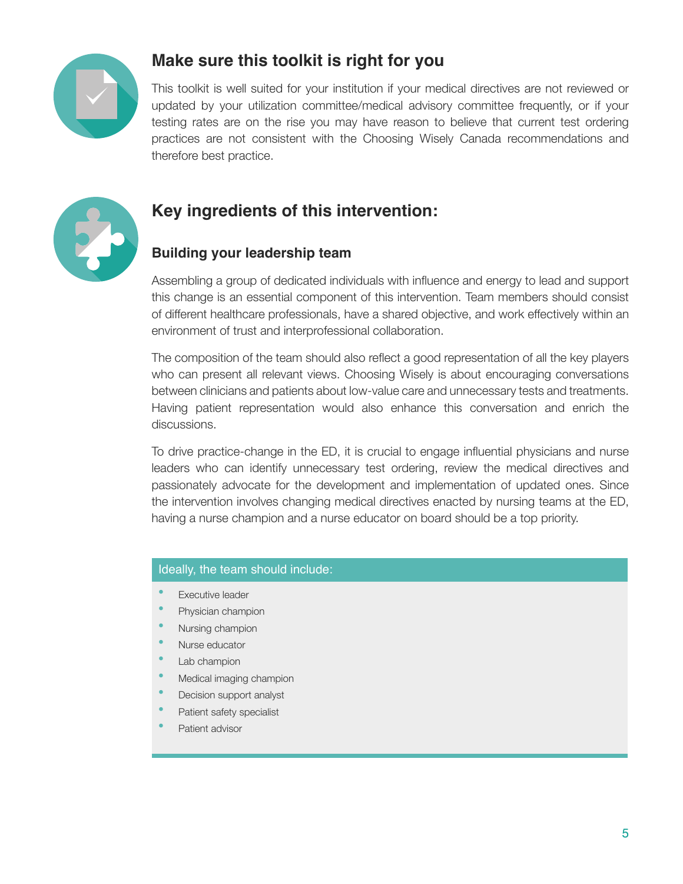## Make sure this toolkit is right for you

This toolkit is well suited for your institution if your medical directives are not reviewed or updated by your utilization committee/medical advisory committee frequently, or if your testing rates are on the rise you may have reason to believe that current test ordering practices are not consistent with the Choosing Wisely Canada recommendations and therefore best practice.

## Key ingredients of this intervention:

### Building your leadership team

Assembling a group of dedicated individuals with influence and energy to lead and support this change is an essential component of this intervention. Team members should consist of different healthcare professionals, have a shared objective, and work effectively within an environment of trust and interprofessional collaboration.

The composition of the team should also reflect a good representation of all the key players who can present all relevant views. Choosing Wisely is about encouraging conversations between clinicians and patients about low-value care and unnecessary tests and treatments. Having patient representation would also enhance this conversation and enrich the discussions.

To drive practice-change in the ED, it is crucial to engage influential physicians and nurse leaders who can identify unnecessary test ordering, review the medical directives and passionately advocate for the development and implementation of updated ones. Since the intervention involves changing medical directives enacted by nursing teams at the ED, having a nurse champion and a nurse educator on board should be a top priority.

**Ideally, the team should include:**

- Executive leader
- Physician champion
- Nursing champion
- Nurse educator
- Lab champion
- Medical imaging champion
- Decision support analyst
- Patient safety specialist
- Patient advisor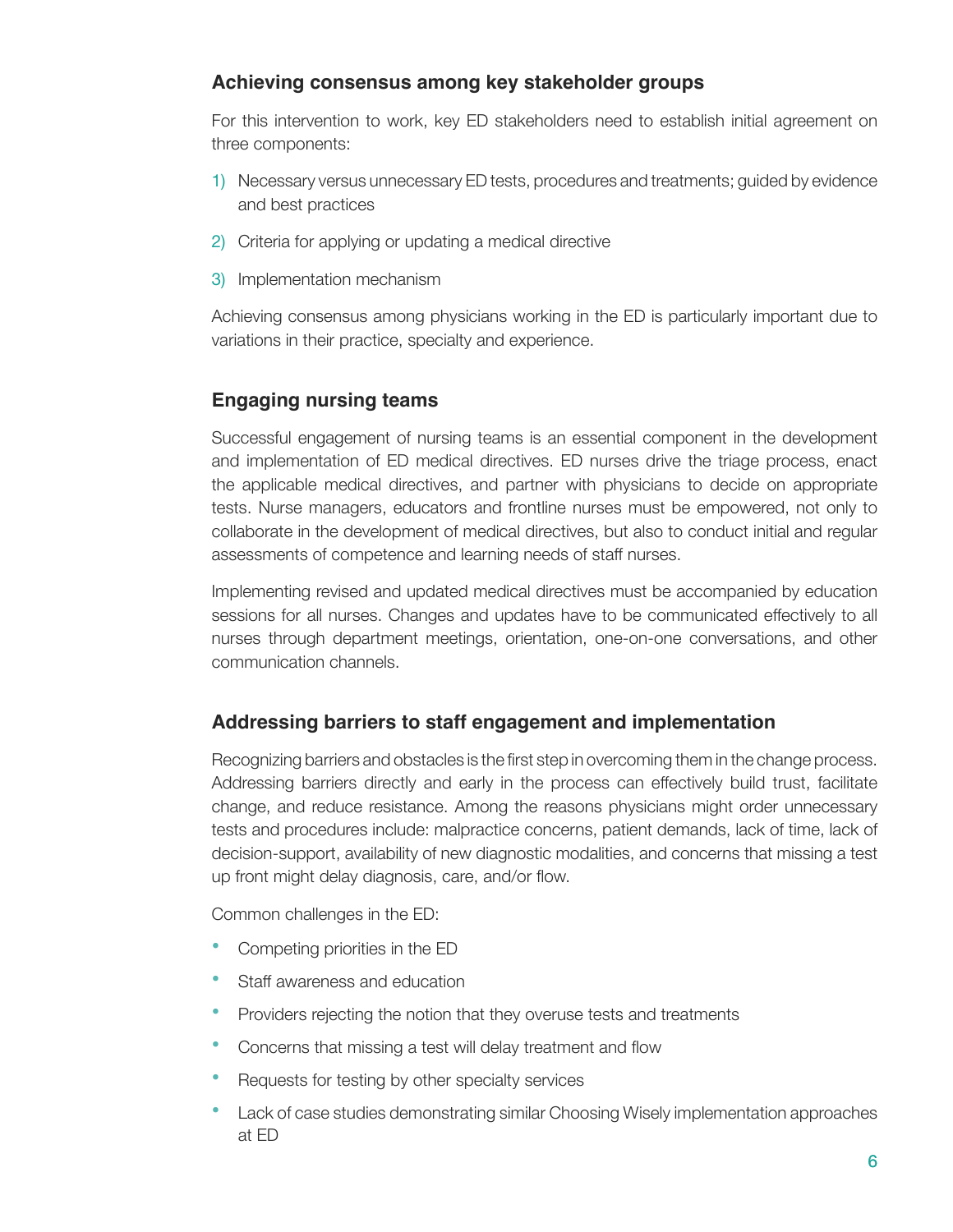## Achieving consensus among key stakeholder groups

For this intervention to work, key ED stakeholders need to establish initial agreement on three components:

1) Necessary versus unnecessary ED tests, procedures and treatments; guided by evidence and best practices
2) Criteria for applying or updating a medical directive
3) Implementation mechanism

Achieving consensus among physicians working in the ED is particularly important due to variations in their practice, specialty and experience.

## Engaging nursing teams

Successful engagement of nursing teams is an essential component in the development and implementation of ED medical directives. ED nurses drive the triage process, enact the applicable medical directives, and partner with physicians to decide on appropriate tests. Nurse managers, educators and frontline nurses must be empowered, not only to collaborate in the development of medical directives, but also to conduct initial and regular assessments of competence and learning needs of staff nurses.

Implementing revised and updated medical directives must be accompanied by education sessions for all nurses. Changes and updates have to be communicated effectively to all nurses through department meetings, orientation, one-on-one conversations, and other communication channels.

## Addressing barriers to staff engagement and implementation

Recognizing barriers and obstacles is the first step in overcoming them in the change process. Addressing barriers directly and early in the process can effectively build trust, facilitate change, and reduce resistance. Among the reasons physicians might order unnecessary tests and procedures include: malpractice concerns, patient demands, lack of time, lack of decision-support, availability of new diagnostic modalities, and concerns that missing a test up front might delay diagnosis, care, and/or flow.

Common challenges in the ED:

- Competing priorities in the ED
- Staff awareness and education
- Providers rejecting the notion that they overuse tests and treatments
- Concerns that missing a test will delay treatment and flow
- Requests for testing by other specialty services
- Lack of case studies demonstrating similar Choosing Wisely implementation approaches at ED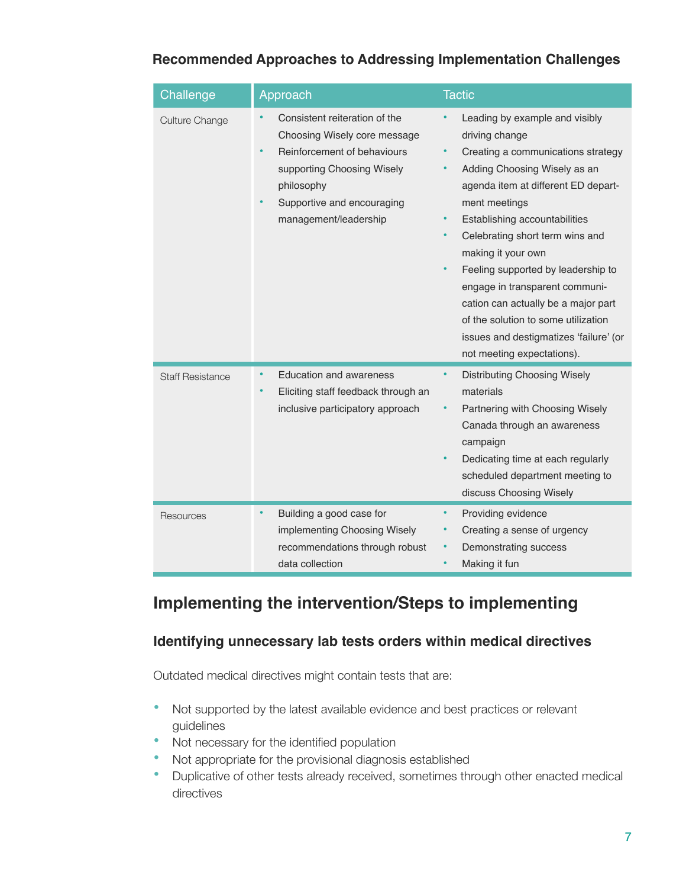### Recommended Approaches to Addressing Implementation Challenges

| Challenge | Approach | Tactic |
|---|---|---|
| Culture Change | • Consistent reiteration of the Choosing Wisely core message<br>• Reinforcement of behaviours supporting Choosing Wisely philosophy<br>• Supportive and encouraging management/leadership | • Leading by example and visibly driving change<br>• Creating a communications strategy<br>• Adding Choosing Wisely as an agenda item at different ED department meetings<br>• Establishing accountabilities<br>• Celebrating short term wins and making it your own<br>• Feeling supported by leadership to engage in transparent communication can actually be a major part of the solution to some utilization issues and destigmatizes 'failure' (or not meeting expectations). |
| Staff Resistance | • Education and awareness<br>• Eliciting staff feedback through an inclusive participatory approach | • Distributing Choosing Wisely materials<br>• Partnering with Choosing Wisely Canada through an awareness campaign<br>• Dedicating time at each regularly scheduled department meeting to discuss Choosing Wisely |
| Resources | • Building a good case for implementing Choosing Wisely recommendations through robust data collection | • Providing evidence<br>• Creating a sense of urgency<br>• Demonstrating success<br>• Making it fun |

## Implementing the intervention/Steps to implementing

### Identifying unnecessary lab tests orders within medical directives

Outdated medical directives might contain tests that are:

- Not supported by the latest available evidence and best practices or relevant guidelines
- Not necessary for the identified population
- Not appropriate for the provisional diagnosis established
- Duplicative of other tests already received, sometimes through other enacted medical directives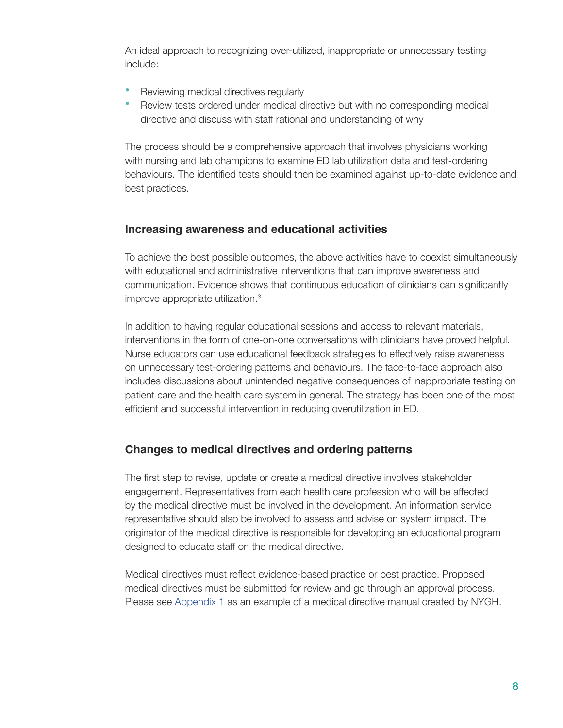An ideal approach to recognizing over-utilized, inappropriate or unnecessary testing include:

- Reviewing medical directives regularly
- Review tests ordered under medical directive but with no corresponding medical directive and discuss with staff rational and understanding of why

The process should be a comprehensive approach that involves physicians working with nursing and lab champions to examine ED lab utilization data and test-ordering behaviours. The identified tests should then be examined against up-to-date evidence and best practices.

### Increasing awareness and educational activities

To achieve the best possible outcomes, the above activities have to coexist simultaneously with educational and administrative interventions that can improve awareness and communication. Evidence shows that continuous education of clinicians can significantly improve appropriate utilization.[3]

In addition to having regular educational sessions and access to relevant materials, interventions in the form of one-on-one conversations with clinicians have proved helpful. Nurse educators can use educational feedback strategies to effectively raise awareness on unnecessary test-ordering patterns and behaviours. The face-to-face approach also includes discussions about unintended negative consequences of inappropriate testing on patient care and the health care system in general. The strategy has been one of the most efficient and successful intervention in reducing overutilization in ED.

### Changes to medical directives and ordering patterns

The first step to revise, update or create a medical directive involves stakeholder engagement. Representatives from each health care profession who will be affected by the medical directive must be involved in the development. An information service representative should also be involved to assess and advise on system impact. The originator of the medical directive is responsible for developing an educational program designed to educate staff on the medical directive.

Medical directives must reflect evidence-based practice or best practice. Proposed medical directives must be submitted for review and go through an approval process. Please see Appendix 1 as an example of a medical directive manual created by NYGH.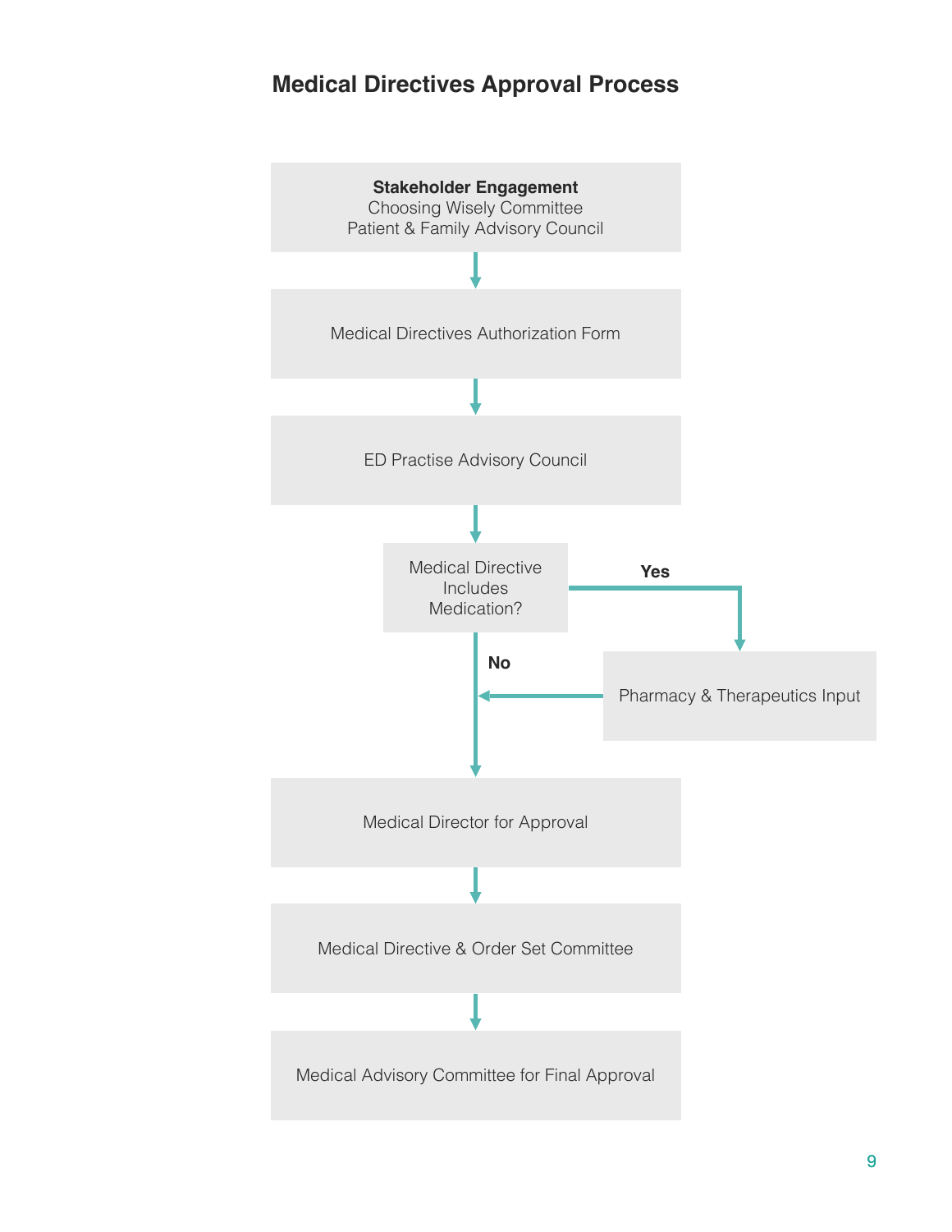## Medical Directives Approval Process

**Stakeholder Engagement**
Choosing Wisely Committee
Patient & Family Advisory Council

Medical Directives Authorization Form

ED Practise Advisory Council

Medical Directive Includes Medication?

- Yes → Pharmacy & Therapeutics Input → Medical Director for Approval
- No → Medical Director for Approval

Medical Director for Approval

Medical Directive & Order Set Committee

Medical Advisory Committee for Final Approval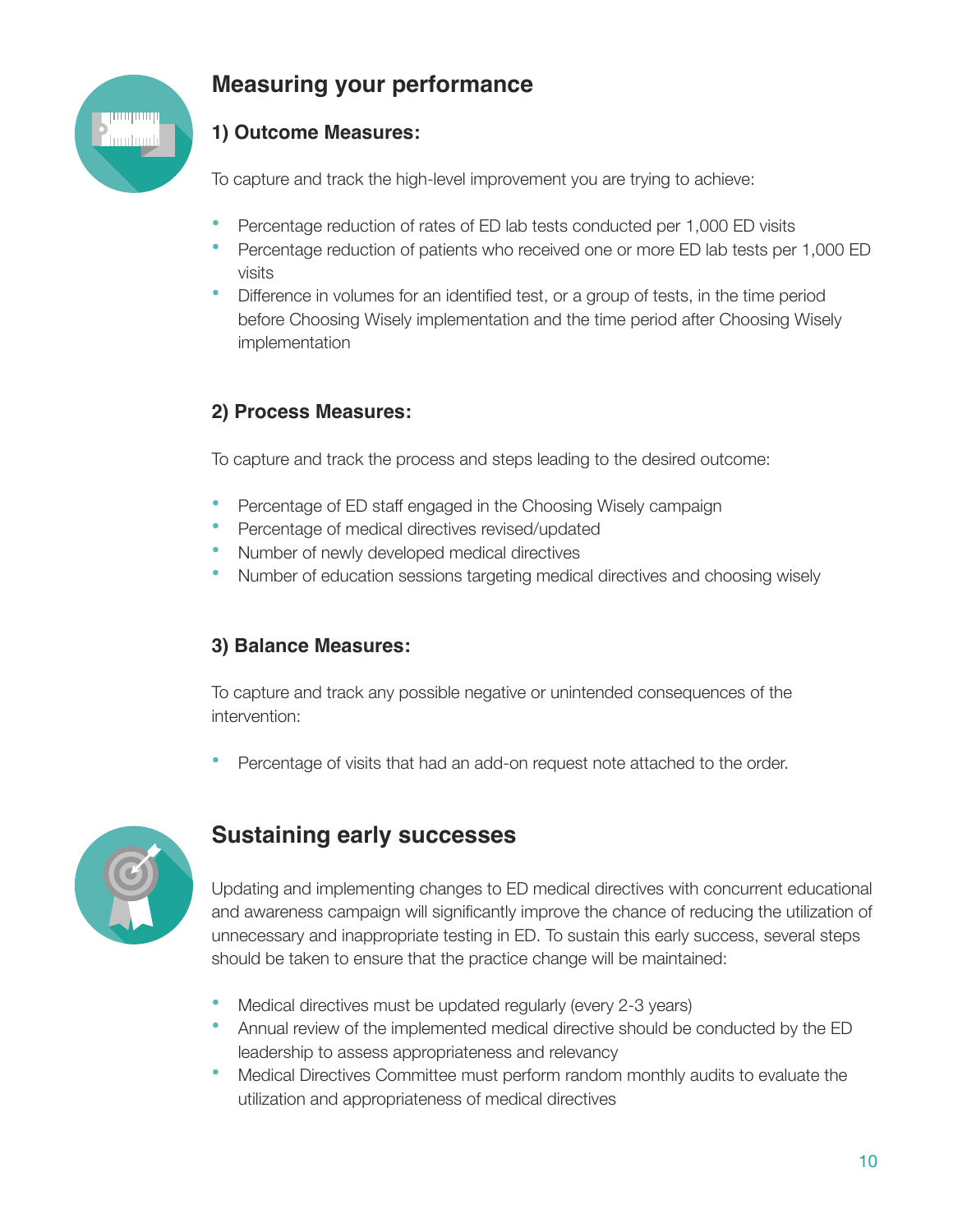## Measuring your performance

### 1) Outcome Measures:

To capture and track the high-level improvement you are trying to achieve:

- Percentage reduction of rates of ED lab tests conducted per 1,000 ED visits
- Percentage reduction of patients who received one or more ED lab tests per 1,000 ED visits
- Difference in volumes for an identified test, or a group of tests, in the time period before Choosing Wisely implementation and the time period after Choosing Wisely implementation

### 2) Process Measures:

To capture and track the process and steps leading to the desired outcome:

- Percentage of ED staff engaged in the Choosing Wisely campaign
- Percentage of medical directives revised/updated
- Number of newly developed medical directives
- Number of education sessions targeting medical directives and choosing wisely

### 3) Balance Measures:

To capture and track any possible negative or unintended consequences of the intervention:

- Percentage of visits that had an add-on request note attached to the order.

## Sustaining early successes

Updating and implementing changes to ED medical directives with concurrent educational and awareness campaign will significantly improve the chance of reducing the utilization of unnecessary and inappropriate testing in ED. To sustain this early success, several steps should be taken to ensure that the practice change will be maintained:

- Medical directives must be updated regularly (every 2-3 years)
- Annual review of the implemented medical directive should be conducted by the ED leadership to assess appropriateness and relevancy
- Medical Directives Committee must perform random monthly audits to evaluate the utilization and appropriateness of medical directives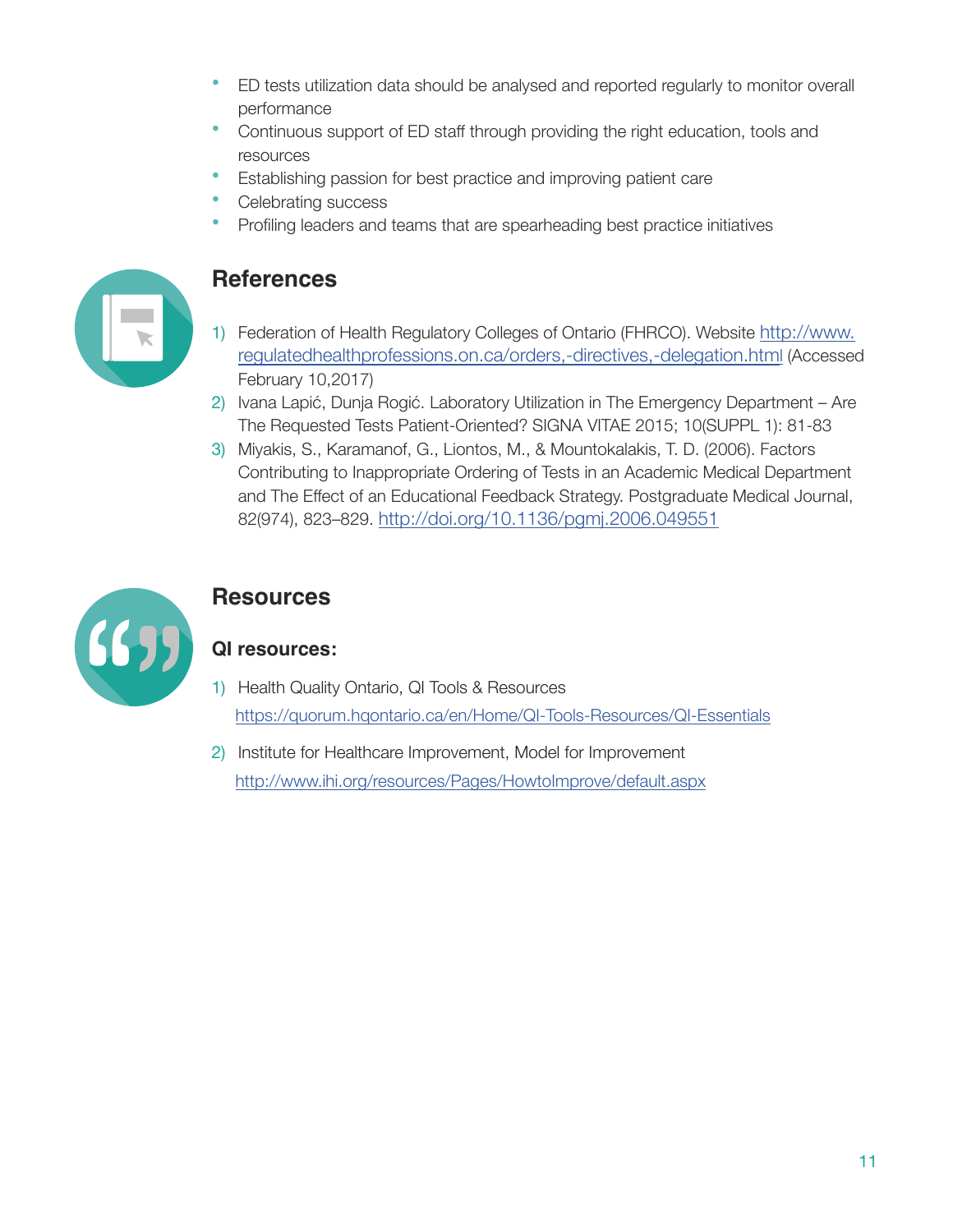- ED tests utilization data should be analysed and reported regularly to monitor overall performance
- Continuous support of ED staff through providing the right education, tools and resources
- Establishing passion for best practice and improving patient care
- Celebrating success
- Profiling leaders and teams that are spearheading best practice initiatives

## References

1) Federation of Health Regulatory Colleges of Ontario (FHRCO). Website http://www.regulatedhealthprofessions.on.ca/orders,-directives,-delegation.html (Accessed February 10,2017)
2) Ivana Lapić, Dunja Rogić. Laboratory Utilization in The Emergency Department – Are The Requested Tests Patient-Oriented? SIGNA VITAE 2015; 10(SUPPL 1): 81-83
3) Miyakis, S., Karamanof, G., Liontos, M., & Mountokalakis, T. D. (2006). Factors Contributing to Inappropriate Ordering of Tests in an Academic Medical Department and The Effect of an Educational Feedback Strategy. Postgraduate Medical Journal, 82(974), 823–829. http://doi.org/10.1136/pgmj.2006.049551

## Resources

### QI resources:

1) Health Quality Ontario, QI Tools & Resources
   https://quorum.hqontario.ca/en/Home/QI-Tools-Resources/QI-Essentials
2) Institute for Healthcare Improvement, Model for Improvement
   http://www.ihi.org/resources/Pages/HowtoImprove/default.aspx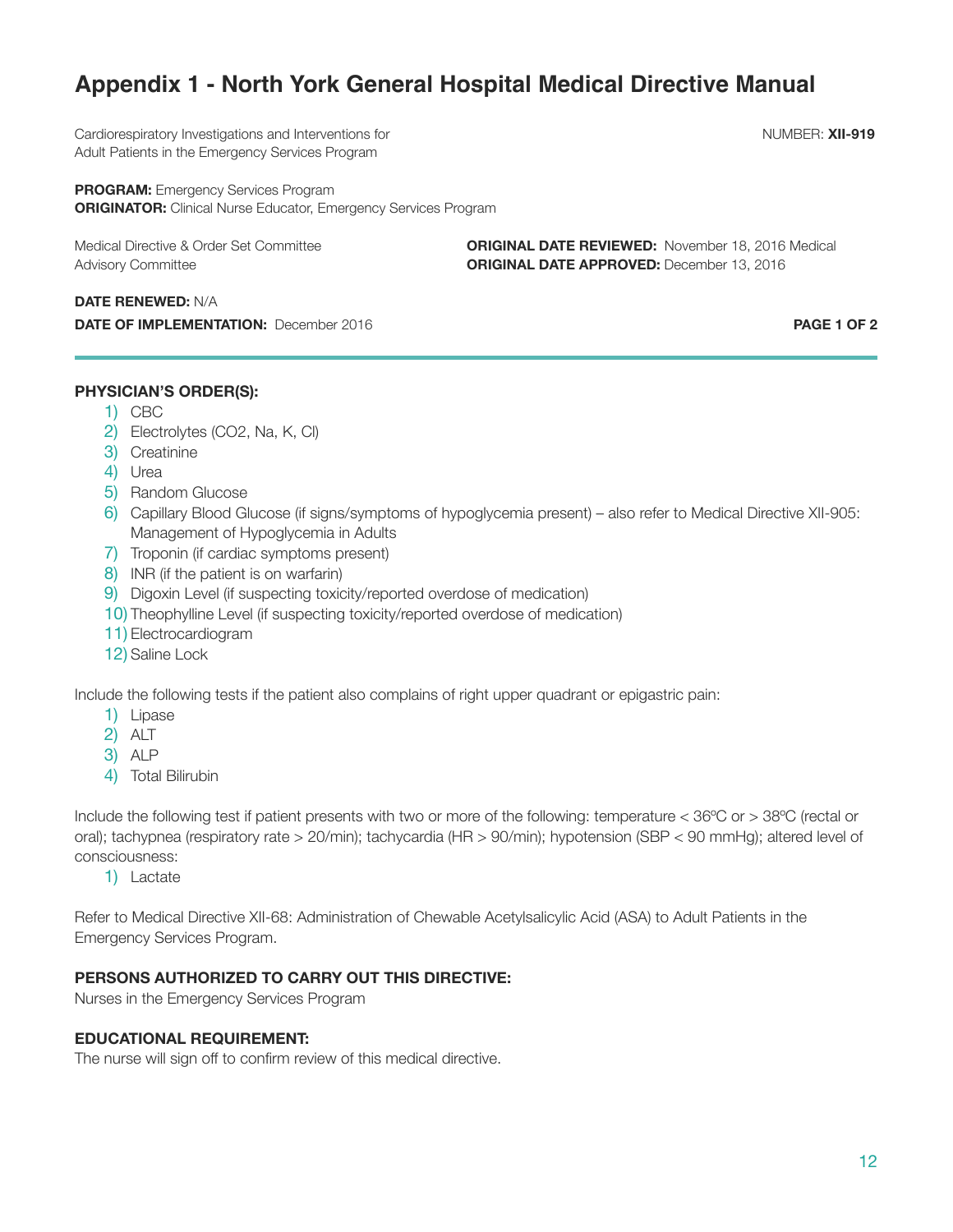# Appendix 1 - North York General Hospital Medical Directive Manual

Cardiorespiratory Investigations and Interventions for Adult Patients in the Emergency Services Program

NUMBER: **XII-919**

**PROGRAM:** Emergency Services Program
**ORIGINATOR:** Clinical Nurse Educator, Emergency Services Program

Medical Directive & Order Set Committee Advisory Committee

**ORIGINAL DATE REVIEWED:** November 18, 2016 Medical
**ORIGINAL DATE APPROVED:** December 13, 2016

**DATE RENEWED:** N/A
**DATE OF IMPLEMENTATION:** December 2016

**PAGE 1 OF 2**

**PHYSICIAN'S ORDER(S):**

1) CBC
2) Electrolytes ($CO_2$, Na, K, Cl)
3) Creatinine
4) Urea
5) Random Glucose
6) Capillary Blood Glucose (if signs/symptoms of hypoglycemia present) – also refer to Medical Directive XII-905: Management of Hypoglycemia in Adults
7) Troponin (if cardiac symptoms present)
8) INR (if the patient is on warfarin)
9) Digoxin Level (if suspecting toxicity/reported overdose of medication)
10) Theophylline Level (if suspecting toxicity/reported overdose of medication)
11) Electrocardiogram
12) Saline Lock

Include the following tests if the patient also complains of right upper quadrant or epigastric pain:

1) Lipase
2) ALT
3) ALP
4) Total Bilirubin

Include the following test if patient presents with two or more of the following: temperature < 36ºC or > 38ºC (rectal or oral); tachypnea (respiratory rate > 20/min); tachycardia (HR > 90/min); hypotension (SBP < 90 mmHg); altered level of consciousness:

1) Lactate

Refer to Medical Directive XII-68: Administration of Chewable Acetylsalicylic Acid (ASA) to Adult Patients in the Emergency Services Program.

**PERSONS AUTHORIZED TO CARRY OUT THIS DIRECTIVE:**
Nurses in the Emergency Services Program

**EDUCATIONAL REQUIREMENT:**
The nurse will sign off to confirm review of this medical directive.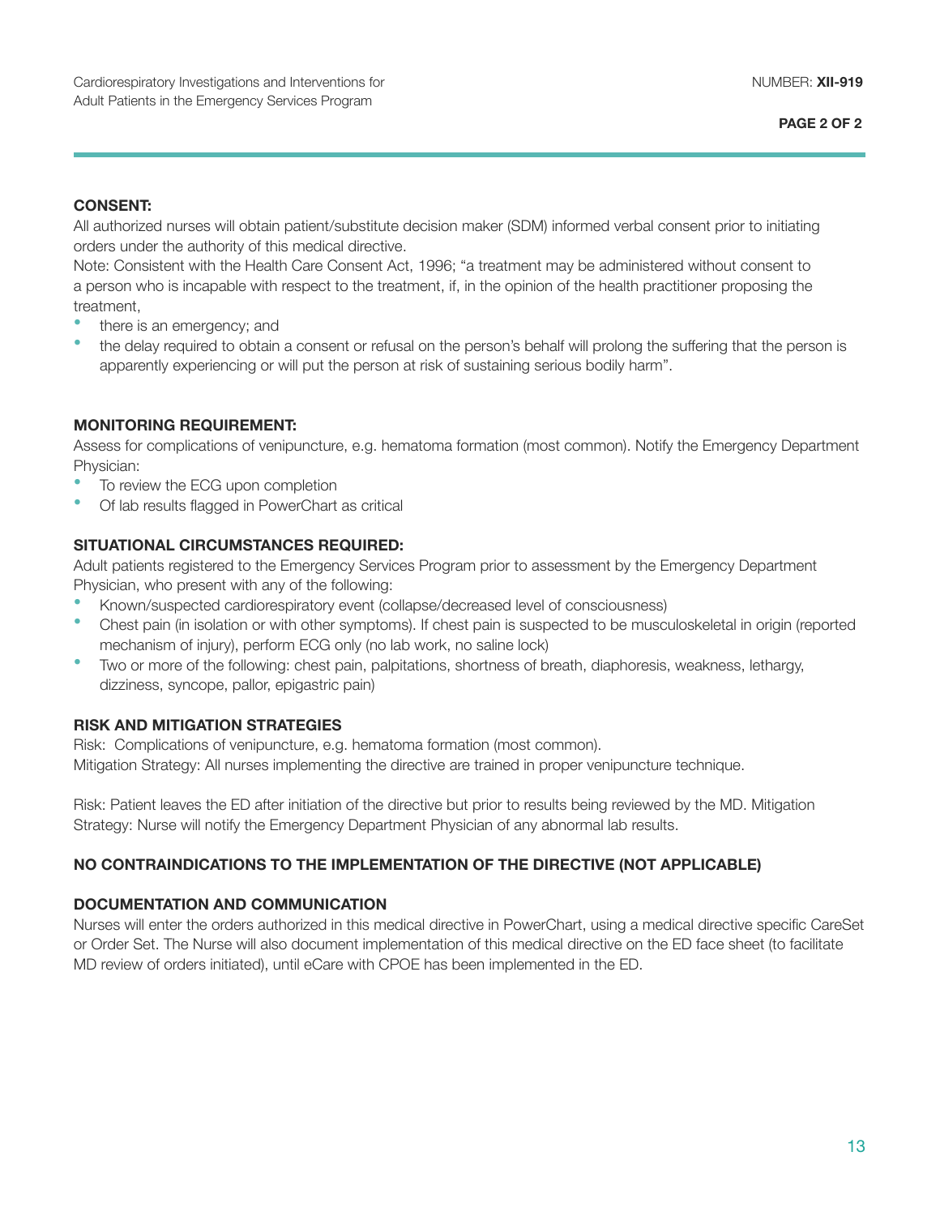**CONSENT:**

All authorized nurses will obtain patient/substitute decision maker (SDM) informed verbal consent prior to initiating orders under the authority of this medical directive.

Note: Consistent with the Health Care Consent Act, 1996; "a treatment may be administered without consent to a person who is incapable with respect to the treatment, if, in the opinion of the health practitioner proposing the treatment,

- there is an emergency; and
- the delay required to obtain a consent or refusal on the person's behalf will prolong the suffering that the person is apparently experiencing or will put the person at risk of sustaining serious bodily harm".

**MONITORING REQUIREMENT:**

Assess for complications of venipuncture, e.g. hematoma formation (most common). Notify the Emergency Department Physician:

- To review the ECG upon completion
- Of lab results flagged in PowerChart as critical

**SITUATIONAL CIRCUMSTANCES REQUIRED:**

Adult patients registered to the Emergency Services Program prior to assessment by the Emergency Department Physician, who present with any of the following:

- Known/suspected cardiorespiratory event (collapse/decreased level of consciousness)
- Chest pain (in isolation or with other symptoms). If chest pain is suspected to be musculoskeletal in origin (reported mechanism of injury), perform ECG only (no lab work, no saline lock)
- Two or more of the following: chest pain, palpitations, shortness of breath, diaphoresis, weakness, lethargy, dizziness, syncope, pallor, epigastric pain)

**RISK AND MITIGATION STRATEGIES**

Risk: Complications of venipuncture, e.g. hematoma formation (most common).
Mitigation Strategy: All nurses implementing the directive are trained in proper venipuncture technique.

Risk: Patient leaves the ED after initiation of the directive but prior to results being reviewed by the MD. Mitigation Strategy: Nurse will notify the Emergency Department Physician of any abnormal lab results.

**NO CONTRAINDICATIONS TO THE IMPLEMENTATION OF THE DIRECTIVE (NOT APPLICABLE)**

**DOCUMENTATION AND COMMUNICATION**

Nurses will enter the orders authorized in this medical directive in PowerChart, using a medical directive specific CareSet or Order Set. The Nurse will also document implementation of this medical directive on the ED face sheet (to facilitate MD review of orders initiated), until eCare with CPOE has been implemented in the ED.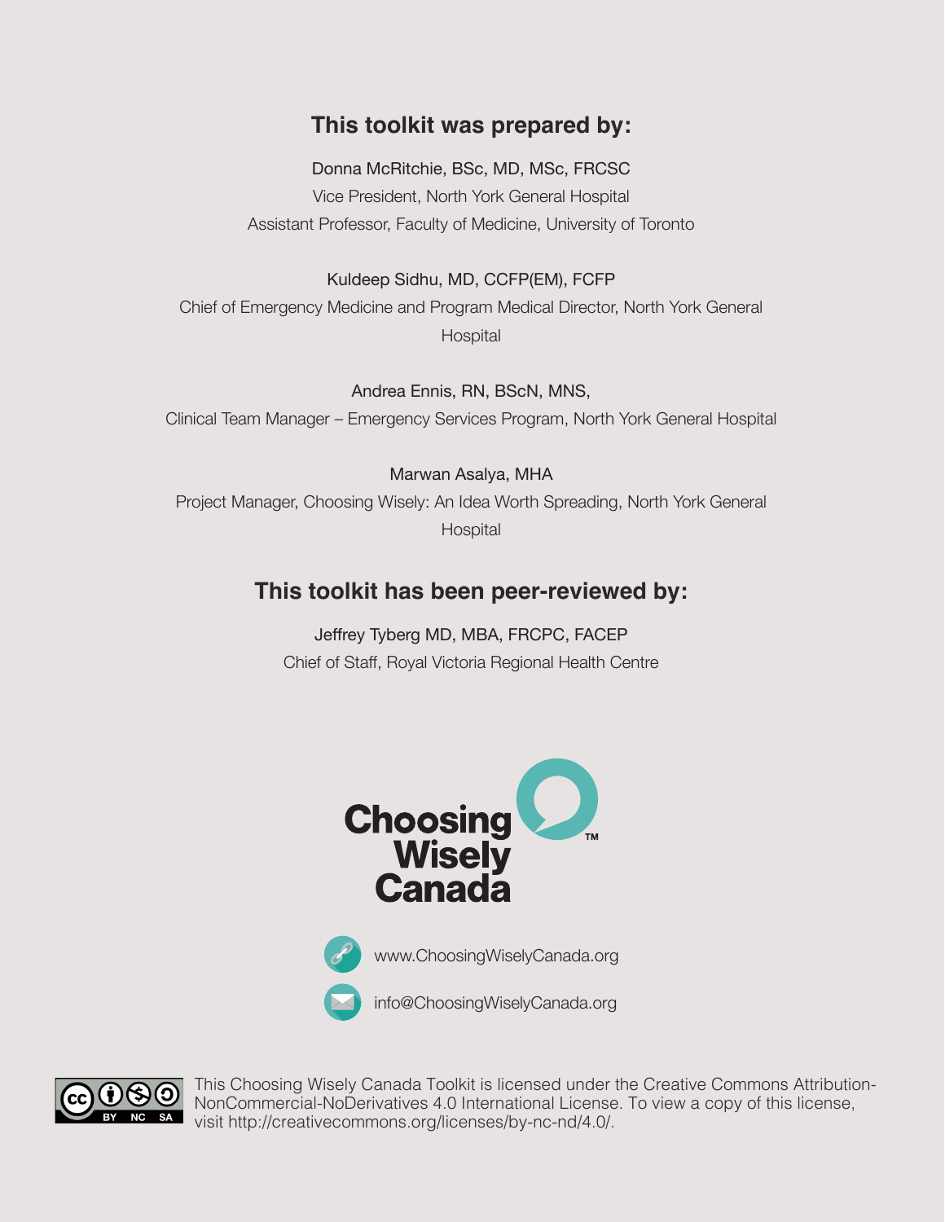## This toolkit was prepared by:

Donna McRitchie, BSc, MD, MSc, FRCSC
Vice President, North York General Hospital
Assistant Professor, Faculty of Medicine, University of Toronto

Kuldeep Sidhu, MD, CCFP(EM), FCFP
Chief of Emergency Medicine and Program Medical Director, North York General Hospital

Andrea Ennis, RN, BScN, MNS,
Clinical Team Manager – Emergency Services Program, North York General Hospital

Marwan Asalya, MHA
Project Manager, Choosing Wisely: An Idea Worth Spreading, North York General Hospital

## This toolkit has been peer-reviewed by:

Jeffrey Tyberg MD, MBA, FRCPC, FACEP
Chief of Staff, Royal Victoria Regional Health Centre

Choosing Wisely Canada™

www.ChoosingWiselyCanada.org

info@ChoosingWiselyCanada.org

This Choosing Wisely Canada Toolkit is licensed under the Creative Commons Attribution-NonCommercial-NoDerivatives 4.0 International License. To view a copy of this license, visit http://creativecommons.org/licenses/by-nc-nd/4.0/.